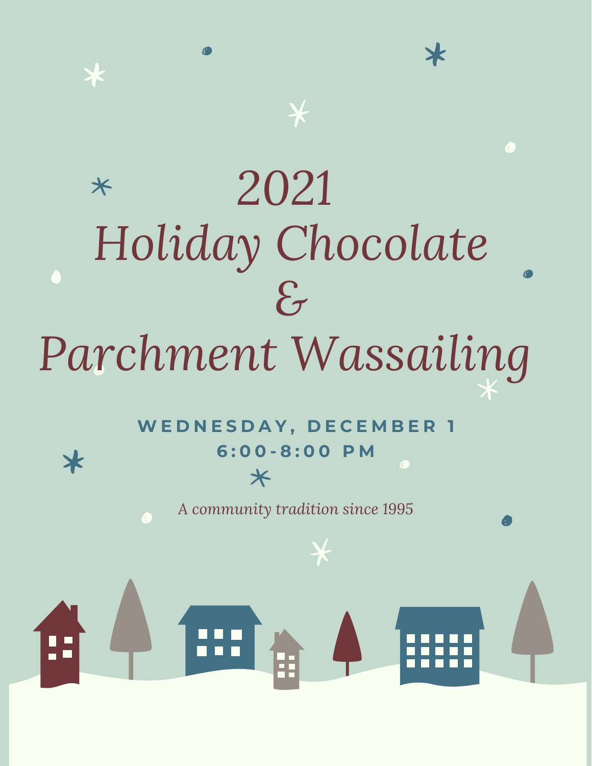# 2021 Holiday Chocolate & Parchment Wassailing

**WEDNESDAY, DECEMBER 1**
**6:00-8:00 PM**

*A community tradition since 1995*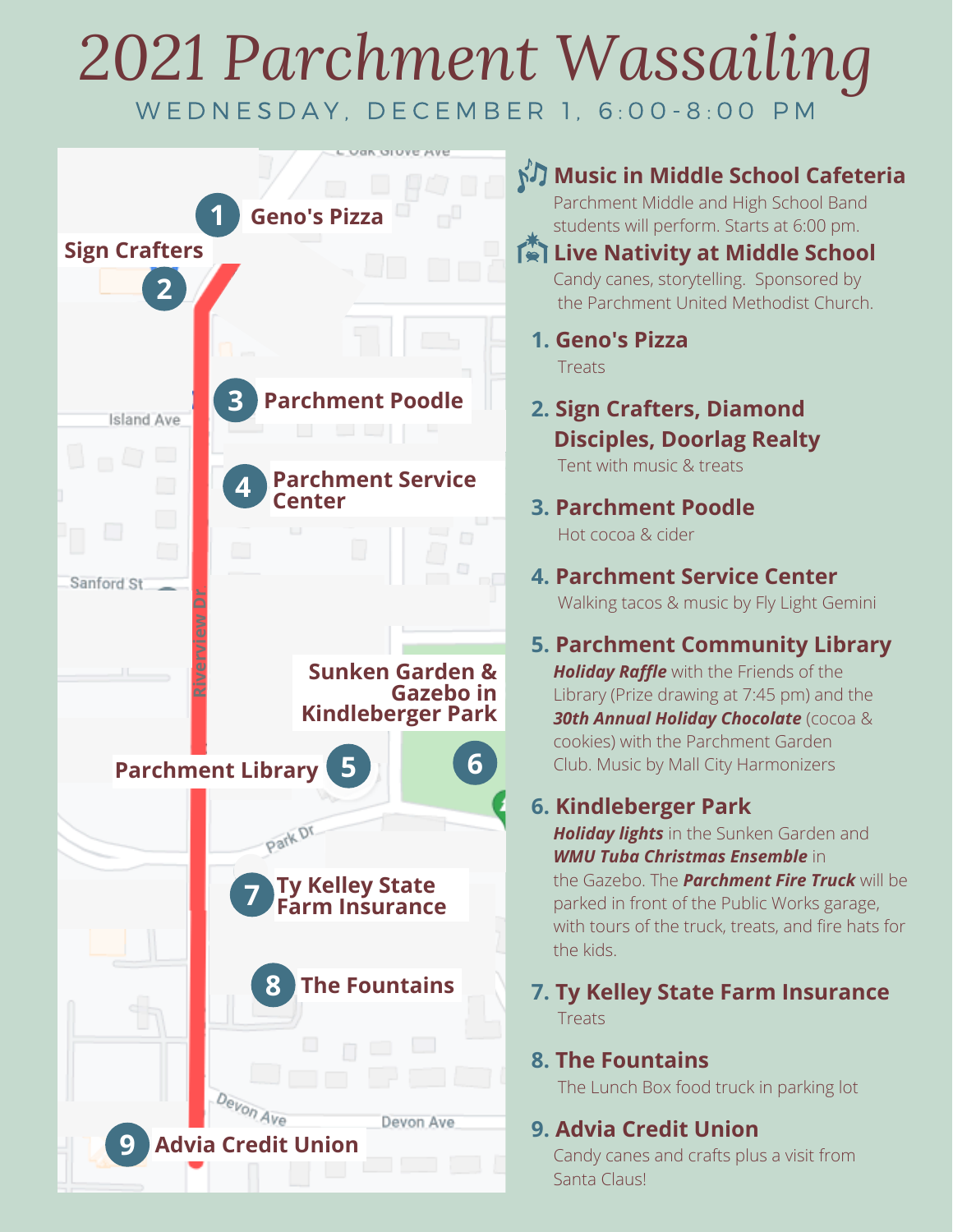# 2021 Parchment Wassailing

WEDNESDAY, DECEMBER 1, 6:00-8:00 PM

1 Geno's Pizza

Sign Crafters 2

3 Parchment Poodle

4 Parchment Service Center

Sunken Garden & Gazebo in Kindleberger Park

Parchment Library 5

6

7 Ty Kelley State Farm Insurance

8 The Fountains

9 Advia Credit Union

E Oak Grove Ave

Island Ave

Sanford St

Riverview Dr

Park Dr

Devon Ave

Devon Ave

### Music in Middle School Cafeteria

Parchment Middle and High School Band students will perform. Starts at 6:00 pm.

### Live Nativity at Middle School

Candy canes, storytelling. Sponsored by the Parchment United Methodist Church.

1. **Geno's Pizza**
   Treats

2. **Sign Crafters, Diamond Disciples, Doorlag Realty**
   Tent with music & treats

3. **Parchment Poodle**
   Hot cocoa & cider

4. **Parchment Service Center**
   Walking tacos & music by Fly Light Gemini

5. **Parchment Community Library**
   ***Holiday Raffle*** with the Friends of the Library (Prize drawing at 7:45 pm) and the ***30th Annual Holiday Chocolate*** (cocoa & cookies) with the Parchment Garden Club. Music by Mall City Harmonizers

6. **Kindleberger Park**
   ***Holiday lights*** in the Sunken Garden and ***WMU Tuba Christmas Ensemble*** in the Gazebo. The ***Parchment Fire Truck*** will be parked in front of the Public Works garage, with tours of the truck, treats, and fire hats for the kids.

7. **Ty Kelley State Farm Insurance**
   Treats

8. **The Fountains**
   The Lunch Box food truck in parking lot

9. **Advia Credit Union**
   Candy canes and crafts plus a visit from Santa Claus!